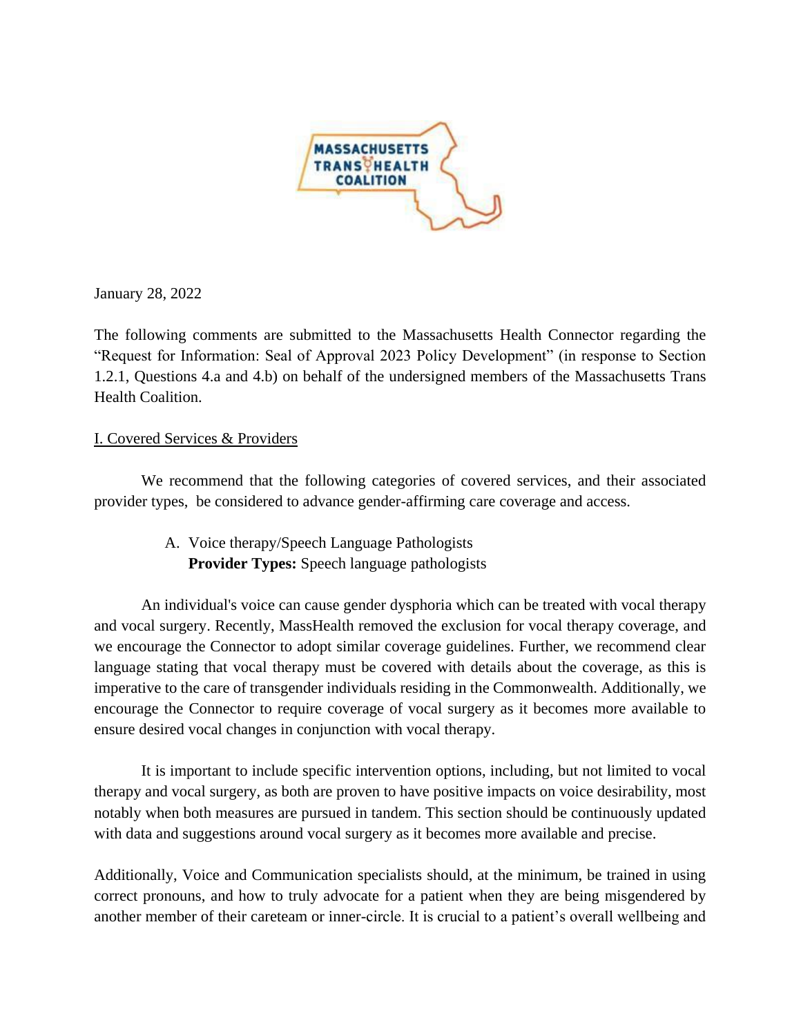MASSACHUSETTS TRANS HEALTH COALITION

January 28, 2022

The following comments are submitted to the Massachusetts Health Connector regarding the "Request for Information: Seal of Approval 2023 Policy Development" (in response to Section 1.2.1, Questions 4.a and 4.b) on behalf of the undersigned members of the Massachusetts Trans Health Coalition.

## I. Covered Services & Providers

We recommend that the following categories of covered services, and their associated provider types, be considered to advance gender-affirming care coverage and access.

### A. Voice therapy/Speech Language Pathologists

**Provider Types:** Speech language pathologists

An individual's voice can cause gender dysphoria which can be treated with vocal therapy and vocal surgery. Recently, MassHealth removed the exclusion for vocal therapy coverage, and we encourage the Connector to adopt similar coverage guidelines. Further, we recommend clear language stating that vocal therapy must be covered with details about the coverage, as this is imperative to the care of transgender individuals residing in the Commonwealth. Additionally, we encourage the Connector to require coverage of vocal surgery as it becomes more available to ensure desired vocal changes in conjunction with vocal therapy.

It is important to include specific intervention options, including, but not limited to vocal therapy and vocal surgery, as both are proven to have positive impacts on voice desirability, most notably when both measures are pursued in tandem. This section should be continuously updated with data and suggestions around vocal surgery as it becomes more available and precise.

Additionally, Voice and Communication specialists should, at the minimum, be trained in using correct pronouns, and how to truly advocate for a patient when they are being misgendered by another member of their careteam or inner-circle. It is crucial to a patient's overall wellbeing and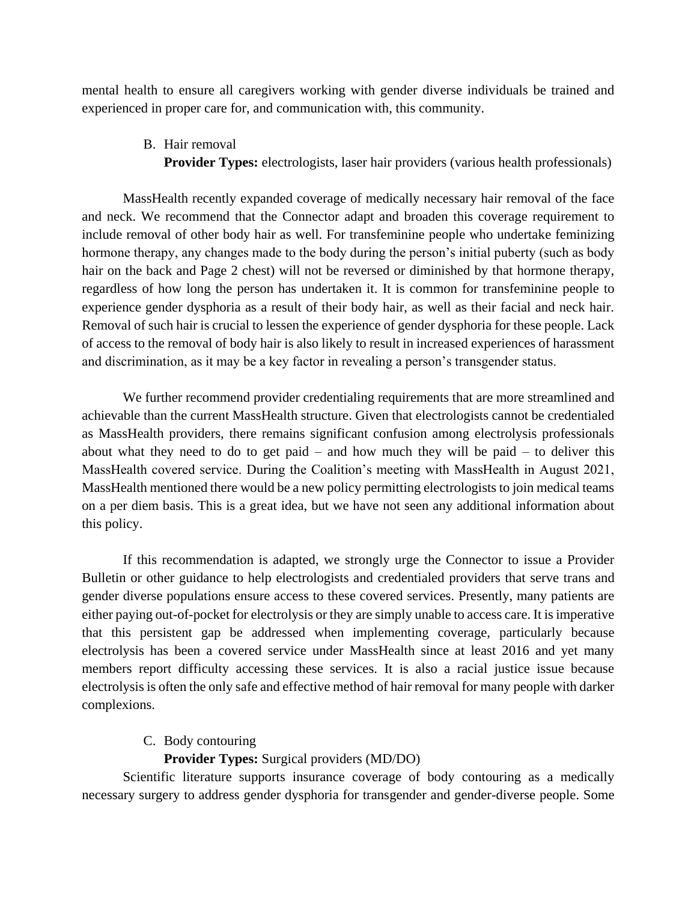mental health to ensure all caregivers working with gender diverse individuals be trained and experienced in proper care for, and communication with, this community.

B. Hair removal

**Provider Types:** electrologists, laser hair providers (various health professionals)

MassHealth recently expanded coverage of medically necessary hair removal of the face and neck. We recommend that the Connector adapt and broaden this coverage requirement to include removal of other body hair as well. For transfeminine people who undertake feminizing hormone therapy, any changes made to the body during the person's initial puberty (such as body hair on the back and Page 2 chest) will not be reversed or diminished by that hormone therapy, regardless of how long the person has undertaken it. It is common for transfeminine people to experience gender dysphoria as a result of their body hair, as well as their facial and neck hair. Removal of such hair is crucial to lessen the experience of gender dysphoria for these people. Lack of access to the removal of body hair is also likely to result in increased experiences of harassment and discrimination, as it may be a key factor in revealing a person's transgender status.

We further recommend provider credentialing requirements that are more streamlined and achievable than the current MassHealth structure. Given that electrologists cannot be credentialed as MassHealth providers, there remains significant confusion among electrolysis professionals about what they need to do to get paid – and how much they will be paid – to deliver this MassHealth covered service. During the Coalition's meeting with MassHealth in August 2021, MassHealth mentioned there would be a new policy permitting electrologists to join medical teams on a per diem basis. This is a great idea, but we have not seen any additional information about this policy.

If this recommendation is adapted, we strongly urge the Connector to issue a Provider Bulletin or other guidance to help electrologists and credentialed providers that serve trans and gender diverse populations ensure access to these covered services. Presently, many patients are either paying out-of-pocket for electrolysis or they are simply unable to access care. It is imperative that this persistent gap be addressed when implementing coverage, particularly because electrolysis has been a covered service under MassHealth since at least 2016 and yet many members report difficulty accessing these services. It is also a racial justice issue because electrolysis is often the only safe and effective method of hair removal for many people with darker complexions.

C. Body contouring

**Provider Types:** Surgical providers (MD/DO)

Scientific literature supports insurance coverage of body contouring as a medically necessary surgery to address gender dysphoria for transgender and gender-diverse people. Some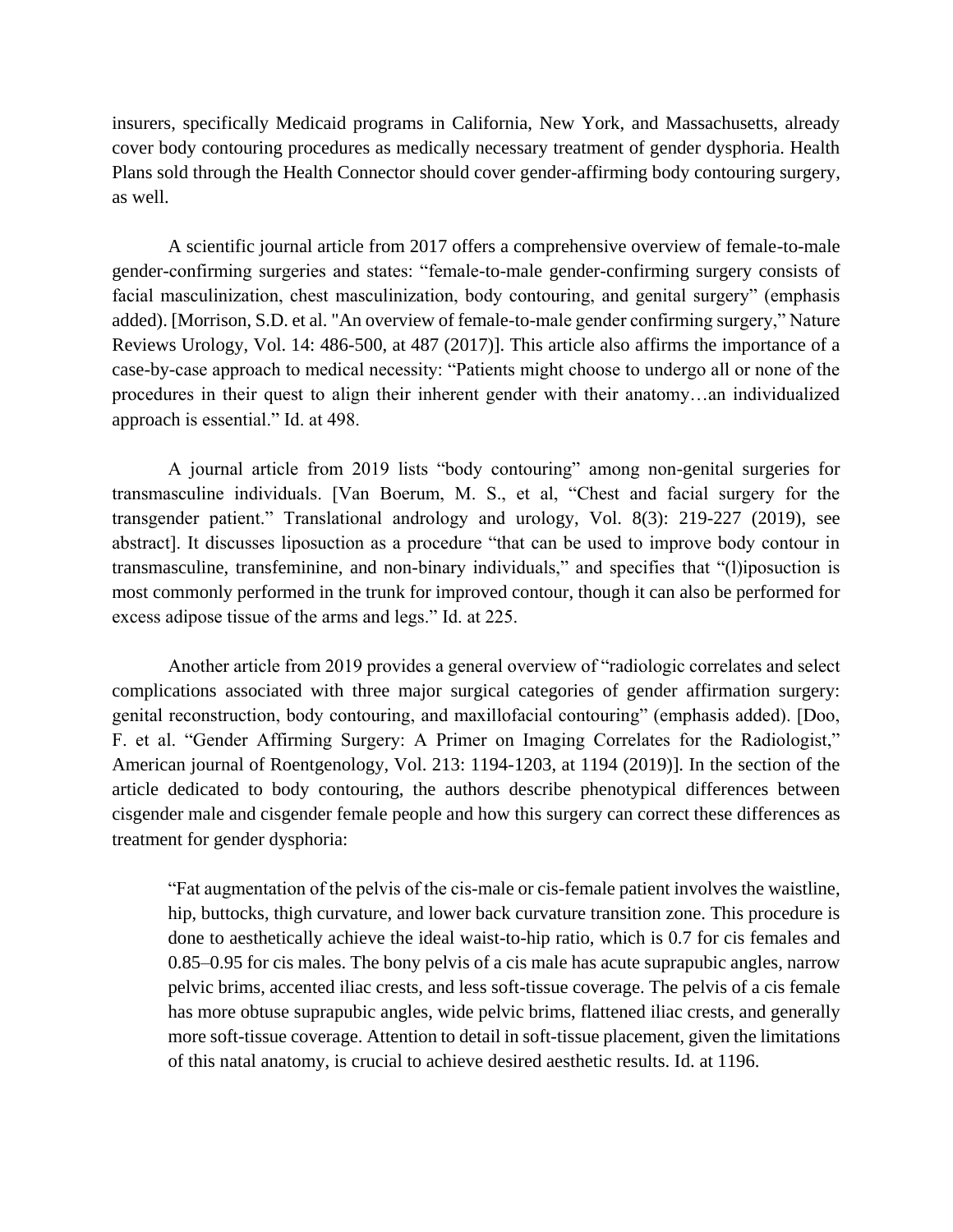insurers, specifically Medicaid programs in California, New York, and Massachusetts, already cover body contouring procedures as medically necessary treatment of gender dysphoria. Health Plans sold through the Health Connector should cover gender-affirming body contouring surgery, as well.

A scientific journal article from 2017 offers a comprehensive overview of female-to-male gender-confirming surgeries and states: "female-to-male gender-confirming surgery consists of facial masculinization, chest masculinization, body contouring, and genital surgery" (emphasis added). [Morrison, S.D. et al. "An overview of female-to-male gender confirming surgery," Nature Reviews Urology, Vol. 14: 486-500, at 487 (2017)]. This article also affirms the importance of a case-by-case approach to medical necessity: "Patients might choose to undergo all or none of the procedures in their quest to align their inherent gender with their anatomy…an individualized approach is essential." Id. at 498.

A journal article from 2019 lists "body contouring" among non-genital surgeries for transmasculine individuals. [Van Boerum, M. S., et al, "Chest and facial surgery for the transgender patient." Translational andrology and urology, Vol. 8(3): 219-227 (2019), see abstract]. It discusses liposuction as a procedure "that can be used to improve body contour in transmasculine, transfeminine, and non-binary individuals," and specifies that "(l)iposuction is most commonly performed in the trunk for improved contour, though it can also be performed for excess adipose tissue of the arms and legs." Id. at 225.

Another article from 2019 provides a general overview of "radiologic correlates and select complications associated with three major surgical categories of gender affirmation surgery: genital reconstruction, body contouring, and maxillofacial contouring" (emphasis added). [Doo, F. et al. "Gender Affirming Surgery: A Primer on Imaging Correlates for the Radiologist," American journal of Roentgenology, Vol. 213: 1194-1203, at 1194 (2019)]. In the section of the article dedicated to body contouring, the authors describe phenotypical differences between cisgender male and cisgender female people and how this surgery can correct these differences as treatment for gender dysphoria:

> "Fat augmentation of the pelvis of the cis-male or cis-female patient involves the waistline, hip, buttocks, thigh curvature, and lower back curvature transition zone. This procedure is done to aesthetically achieve the ideal waist-to-hip ratio, which is 0.7 for cis females and 0.85–0.95 for cis males. The bony pelvis of a cis male has acute suprapubic angles, narrow pelvic brims, accented iliac crests, and less soft-tissue coverage. The pelvis of a cis female has more obtuse suprapubic angles, wide pelvic brims, flattened iliac crests, and generally more soft-tissue coverage. Attention to detail in soft-tissue placement, given the limitations of this natal anatomy, is crucial to achieve desired aesthetic results. Id. at 1196.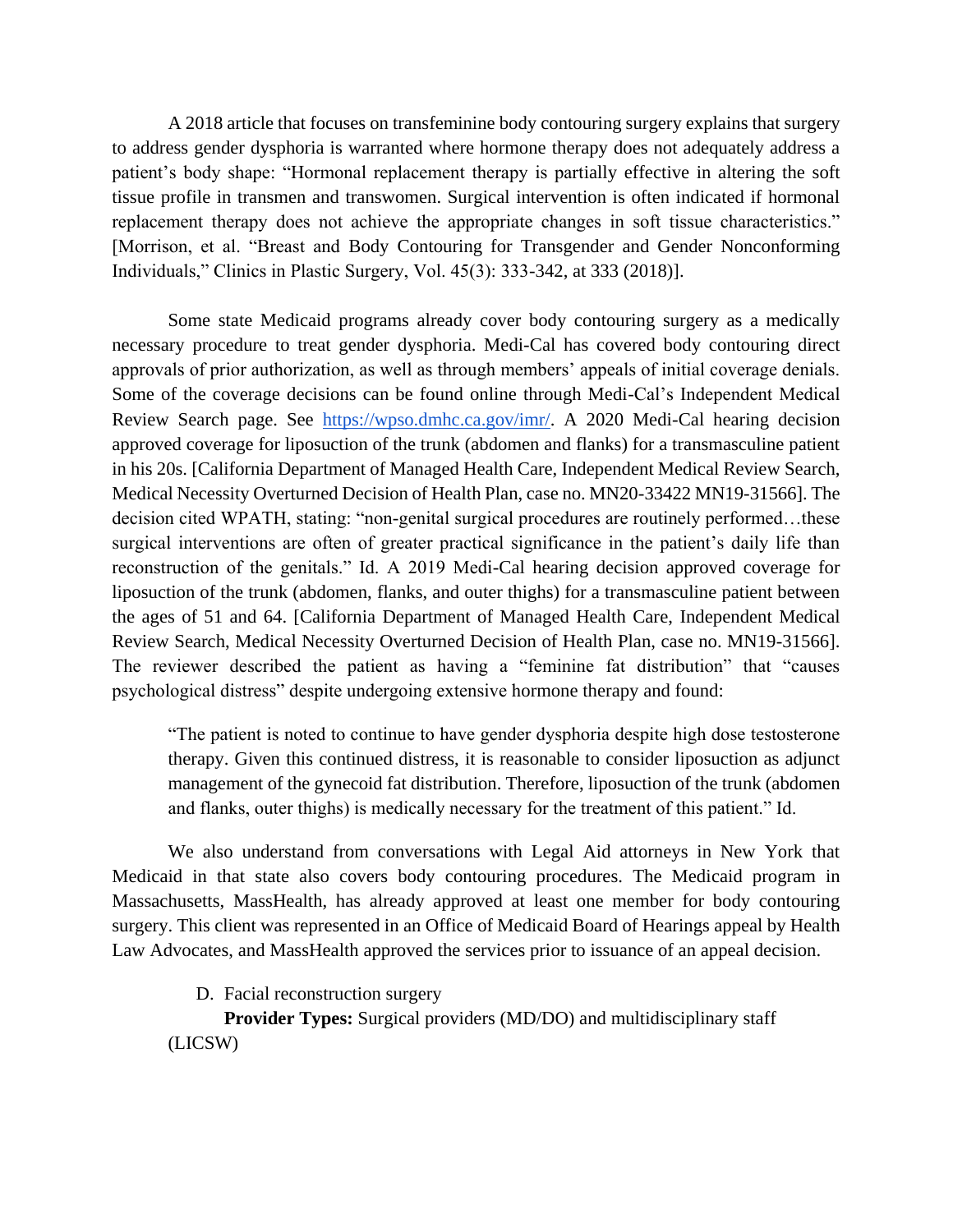A 2018 article that focuses on transfeminine body contouring surgery explains that surgery to address gender dysphoria is warranted where hormone therapy does not adequately address a patient's body shape: "Hormonal replacement therapy is partially effective in altering the soft tissue profile in transmen and transwomen. Surgical intervention is often indicated if hormonal replacement therapy does not achieve the appropriate changes in soft tissue characteristics." [Morrison, et al. "Breast and Body Contouring for Transgender and Gender Nonconforming Individuals," Clinics in Plastic Surgery, Vol. 45(3): 333-342, at 333 (2018)].

Some state Medicaid programs already cover body contouring surgery as a medically necessary procedure to treat gender dysphoria. Medi-Cal has covered body contouring direct approvals of prior authorization, as well as through members' appeals of initial coverage denials. Some of the coverage decisions can be found online through Medi-Cal's Independent Medical Review Search page. See https://wpso.dmhc.ca.gov/imr/. A 2020 Medi-Cal hearing decision approved coverage for liposuction of the trunk (abdomen and flanks) for a transmasculine patient in his 20s. [California Department of Managed Health Care, Independent Medical Review Search, Medical Necessity Overturned Decision of Health Plan, case no. MN20-33422 MN19-31566]. The decision cited WPATH, stating: "non-genital surgical procedures are routinely performed…these surgical interventions are often of greater practical significance in the patient's daily life than reconstruction of the genitals." Id. A 2019 Medi-Cal hearing decision approved coverage for liposuction of the trunk (abdomen, flanks, and outer thighs) for a transmasculine patient between the ages of 51 and 64. [California Department of Managed Health Care, Independent Medical Review Search, Medical Necessity Overturned Decision of Health Plan, case no. MN19-31566]. The reviewer described the patient as having a "feminine fat distribution" that "causes psychological distress" despite undergoing extensive hormone therapy and found:

> "The patient is noted to continue to have gender dysphoria despite high dose testosterone therapy. Given this continued distress, it is reasonable to consider liposuction as adjunct management of the gynecoid fat distribution. Therefore, liposuction of the trunk (abdomen and flanks, outer thighs) is medically necessary for the treatment of this patient." Id.

We also understand from conversations with Legal Aid attorneys in New York that Medicaid in that state also covers body contouring procedures. The Medicaid program in Massachusetts, MassHealth, has already approved at least one member for body contouring surgery. This client was represented in an Office of Medicaid Board of Hearings appeal by Health Law Advocates, and MassHealth approved the services prior to issuance of an appeal decision.

D. Facial reconstruction surgery

**Provider Types:** Surgical providers (MD/DO) and multidisciplinary staff (LICSW)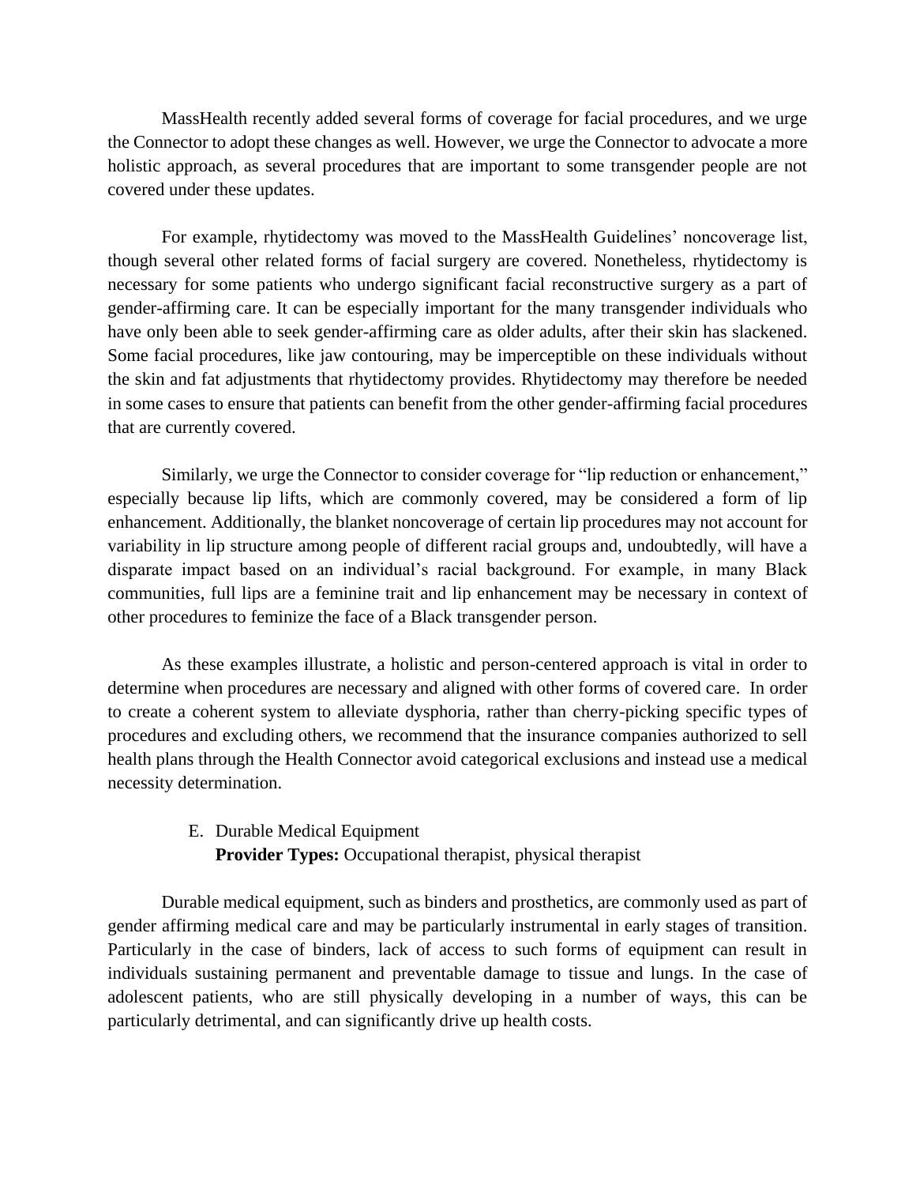MassHealth recently added several forms of coverage for facial procedures, and we urge the Connector to adopt these changes as well. However, we urge the Connector to advocate a more holistic approach, as several procedures that are important to some transgender people are not covered under these updates.

For example, rhytidectomy was moved to the MassHealth Guidelines' noncoverage list, though several other related forms of facial surgery are covered. Nonetheless, rhytidectomy is necessary for some patients who undergo significant facial reconstructive surgery as a part of gender-affirming care. It can be especially important for the many transgender individuals who have only been able to seek gender-affirming care as older adults, after their skin has slackened. Some facial procedures, like jaw contouring, may be imperceptible on these individuals without the skin and fat adjustments that rhytidectomy provides. Rhytidectomy may therefore be needed in some cases to ensure that patients can benefit from the other gender-affirming facial procedures that are currently covered.

Similarly, we urge the Connector to consider coverage for "lip reduction or enhancement," especially because lip lifts, which are commonly covered, may be considered a form of lip enhancement. Additionally, the blanket noncoverage of certain lip procedures may not account for variability in lip structure among people of different racial groups and, undoubtedly, will have a disparate impact based on an individual's racial background. For example, in many Black communities, full lips are a feminine trait and lip enhancement may be necessary in context of other procedures to feminize the face of a Black transgender person.

As these examples illustrate, a holistic and person-centered approach is vital in order to determine when procedures are necessary and aligned with other forms of covered care. In order to create a coherent system to alleviate dysphoria, rather than cherry-picking specific types of procedures and excluding others, we recommend that the insurance companies authorized to sell health plans through the Health Connector avoid categorical exclusions and instead use a medical necessity determination.

E. Durable Medical Equipment
**Provider Types:** Occupational therapist, physical therapist

Durable medical equipment, such as binders and prosthetics, are commonly used as part of gender affirming medical care and may be particularly instrumental in early stages of transition. Particularly in the case of binders, lack of access to such forms of equipment can result in individuals sustaining permanent and preventable damage to tissue and lungs. In the case of adolescent patients, who are still physically developing in a number of ways, this can be particularly detrimental, and can significantly drive up health costs.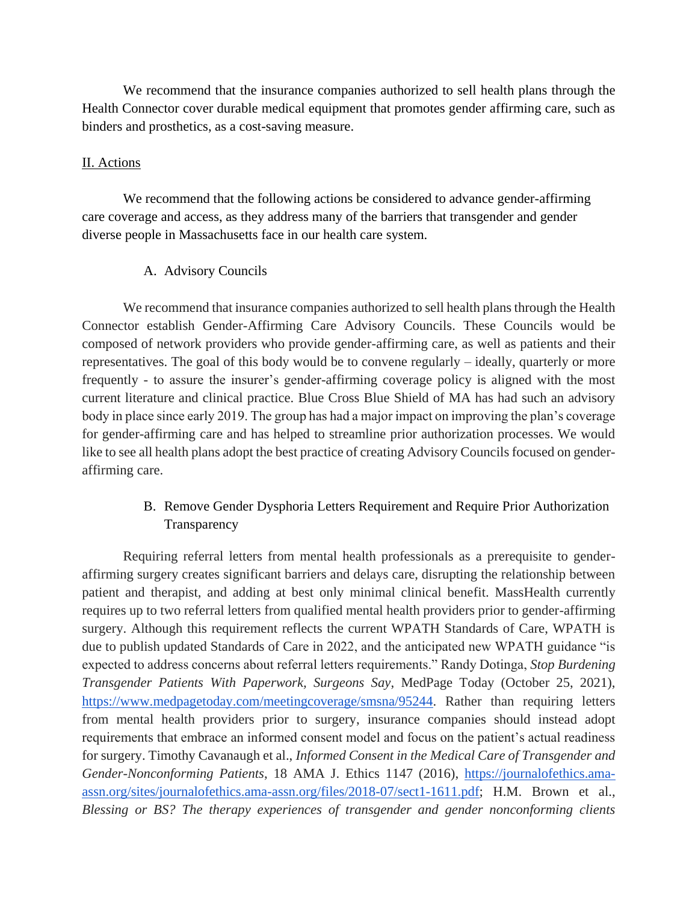We recommend that the insurance companies authorized to sell health plans through the Health Connector cover durable medical equipment that promotes gender affirming care, such as binders and prosthetics, as a cost-saving measure.

## II. Actions

We recommend that the following actions be considered to advance gender-affirming care coverage and access, as they address many of the barriers that transgender and gender diverse people in Massachusetts face in our health care system.

### A. Advisory Councils

We recommend that insurance companies authorized to sell health plans through the Health Connector establish Gender-Affirming Care Advisory Councils. These Councils would be composed of network providers who provide gender-affirming care, as well as patients and their representatives. The goal of this body would be to convene regularly – ideally, quarterly or more frequently - to assure the insurer's gender-affirming coverage policy is aligned with the most current literature and clinical practice. Blue Cross Blue Shield of MA has had such an advisory body in place since early 2019. The group has had a major impact on improving the plan's coverage for gender-affirming care and has helped to streamline prior authorization processes. We would like to see all health plans adopt the best practice of creating Advisory Councils focused on gender-affirming care.

### B. Remove Gender Dysphoria Letters Requirement and Require Prior Authorization Transparency

Requiring referral letters from mental health professionals as a prerequisite to gender-affirming surgery creates significant barriers and delays care, disrupting the relationship between patient and therapist, and adding at best only minimal clinical benefit. MassHealth currently requires up to two referral letters from qualified mental health providers prior to gender-affirming surgery. Although this requirement reflects the current WPATH Standards of Care, WPATH is due to publish updated Standards of Care in 2022, and the anticipated new WPATH guidance "is expected to address concerns about referral letters requirements." Randy Dotinga, *Stop Burdening Transgender Patients With Paperwork, Surgeons Say*, MedPage Today (October 25, 2021), https://www.medpagetoday.com/meetingcoverage/smsna/95244. Rather than requiring letters from mental health providers prior to surgery, insurance companies should instead adopt requirements that embrace an informed consent model and focus on the patient's actual readiness for surgery. Timothy Cavanaugh et al., *Informed Consent in the Medical Care of Transgender and Gender-Nonconforming Patients*, 18 AMA J. Ethics 1147 (2016), https://journalofethics.ama-assn.org/sites/journalofethics.ama-assn.org/files/2018-07/sect1-1611.pdf; H.M. Brown et al., *Blessing or BS? The therapy experiences of transgender and gender nonconforming clients*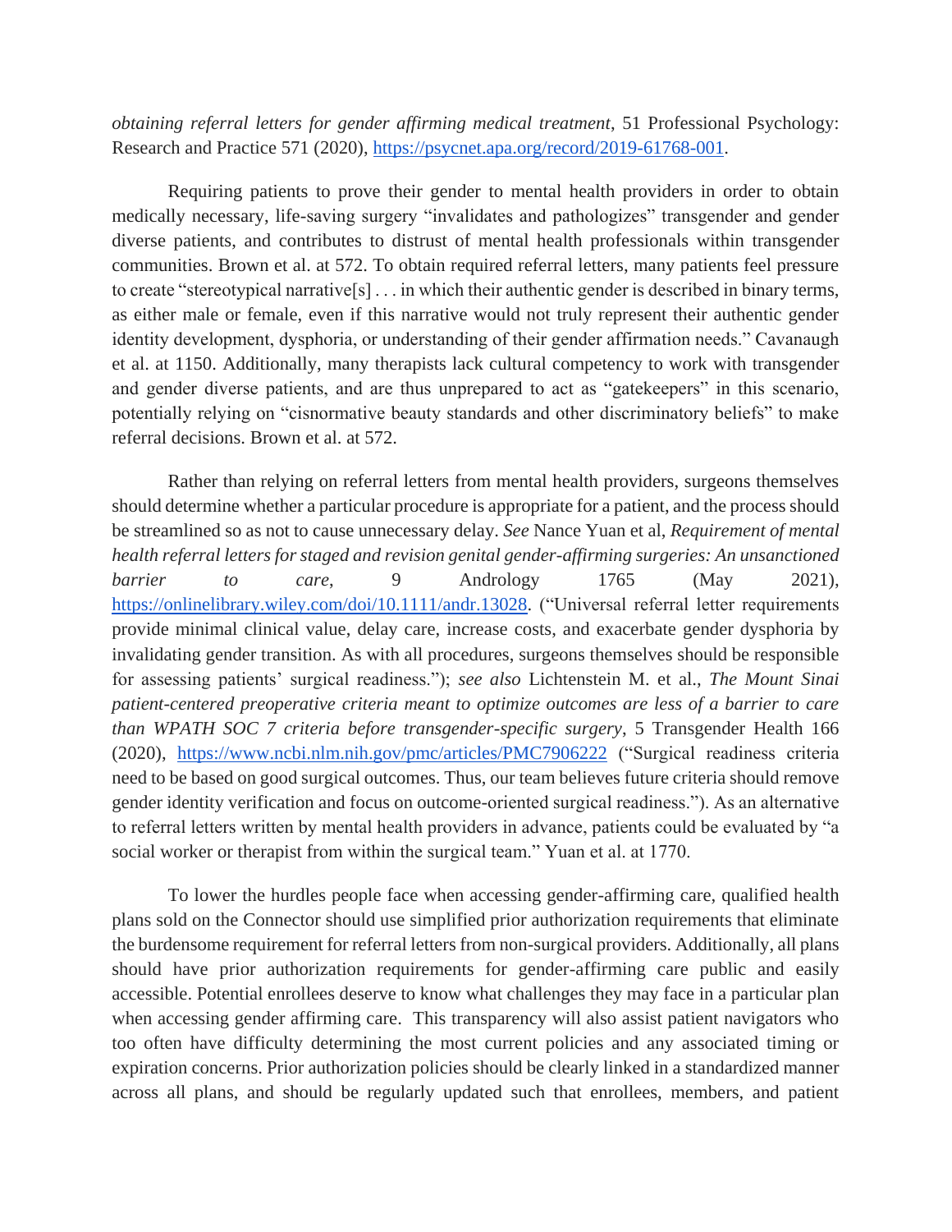*obtaining referral letters for gender affirming medical treatment*, 51 Professional Psychology: Research and Practice 571 (2020), https://psycnet.apa.org/record/2019-61768-001.

Requiring patients to prove their gender to mental health providers in order to obtain medically necessary, life-saving surgery "invalidates and pathologizes" transgender and gender diverse patients, and contributes to distrust of mental health professionals within transgender communities. Brown et al. at 572. To obtain required referral letters, many patients feel pressure to create "stereotypical narrative[s] . . . in which their authentic gender is described in binary terms, as either male or female, even if this narrative would not truly represent their authentic gender identity development, dysphoria, or understanding of their gender affirmation needs." Cavanaugh et al. at 1150. Additionally, many therapists lack cultural competency to work with transgender and gender diverse patients, and are thus unprepared to act as "gatekeepers" in this scenario, potentially relying on "cisnormative beauty standards and other discriminatory beliefs" to make referral decisions. Brown et al. at 572.

Rather than relying on referral letters from mental health providers, surgeons themselves should determine whether a particular procedure is appropriate for a patient, and the process should be streamlined so as not to cause unnecessary delay. *See* Nance Yuan et al, *Requirement of mental health referral letters for staged and revision genital gender-affirming surgeries: An unsanctioned barrier to care*, 9 Andrology 1765 (May 2021), https://onlinelibrary.wiley.com/doi/10.1111/andr.13028. ("Universal referral letter requirements provide minimal clinical value, delay care, increase costs, and exacerbate gender dysphoria by invalidating gender transition. As with all procedures, surgeons themselves should be responsible for assessing patients' surgical readiness."); *see also* Lichtenstein M. et al., *The Mount Sinai patient-centered preoperative criteria meant to optimize outcomes are less of a barrier to care than WPATH SOC 7 criteria before transgender-specific surgery*, 5 Transgender Health 166 (2020), https://www.ncbi.nlm.nih.gov/pmc/articles/PMC7906222 ("Surgical readiness criteria need to be based on good surgical outcomes. Thus, our team believes future criteria should remove gender identity verification and focus on outcome-oriented surgical readiness."). As an alternative to referral letters written by mental health providers in advance, patients could be evaluated by "a social worker or therapist from within the surgical team." Yuan et al. at 1770.

To lower the hurdles people face when accessing gender-affirming care, qualified health plans sold on the Connector should use simplified prior authorization requirements that eliminate the burdensome requirement for referral letters from non-surgical providers. Additionally, all plans should have prior authorization requirements for gender-affirming care public and easily accessible. Potential enrollees deserve to know what challenges they may face in a particular plan when accessing gender affirming care. This transparency will also assist patient navigators who too often have difficulty determining the most current policies and any associated timing or expiration concerns. Prior authorization policies should be clearly linked in a standardized manner across all plans, and should be regularly updated such that enrollees, members, and patient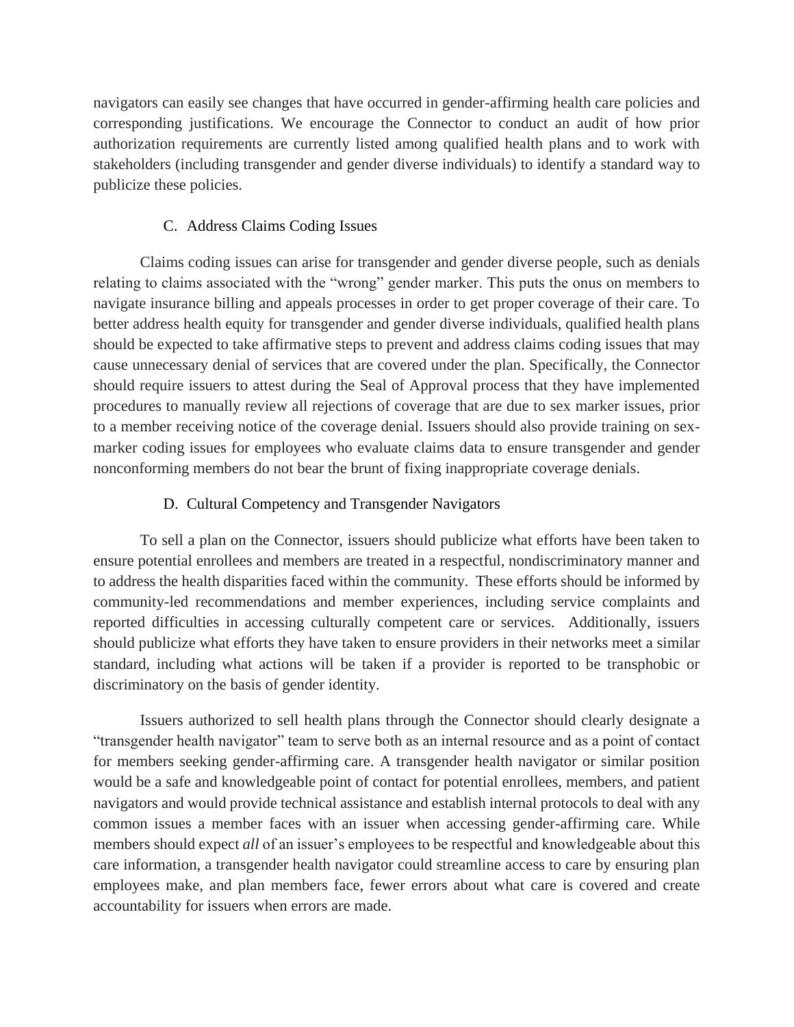navigators can easily see changes that have occurred in gender-affirming health care policies and corresponding justifications. We encourage the Connector to conduct an audit of how prior authorization requirements are currently listed among qualified health plans and to work with stakeholders (including transgender and gender diverse individuals) to identify a standard way to publicize these policies.

### C. Address Claims Coding Issues

Claims coding issues can arise for transgender and gender diverse people, such as denials relating to claims associated with the "wrong" gender marker. This puts the onus on members to navigate insurance billing and appeals processes in order to get proper coverage of their care. To better address health equity for transgender and gender diverse individuals, qualified health plans should be expected to take affirmative steps to prevent and address claims coding issues that may cause unnecessary denial of services that are covered under the plan. Specifically, the Connector should require issuers to attest during the Seal of Approval process that they have implemented procedures to manually review all rejections of coverage that are due to sex marker issues, prior to a member receiving notice of the coverage denial. Issuers should also provide training on sex-marker coding issues for employees who evaluate claims data to ensure transgender and gender nonconforming members do not bear the brunt of fixing inappropriate coverage denials.

### D. Cultural Competency and Transgender Navigators

To sell a plan on the Connector, issuers should publicize what efforts have been taken to ensure potential enrollees and members are treated in a respectful, nondiscriminatory manner and to address the health disparities faced within the community. These efforts should be informed by community-led recommendations and member experiences, including service complaints and reported difficulties in accessing culturally competent care or services. Additionally, issuers should publicize what efforts they have taken to ensure providers in their networks meet a similar standard, including what actions will be taken if a provider is reported to be transphobic or discriminatory on the basis of gender identity.

Issuers authorized to sell health plans through the Connector should clearly designate a "transgender health navigator" team to serve both as an internal resource and as a point of contact for members seeking gender-affirming care. A transgender health navigator or similar position would be a safe and knowledgeable point of contact for potential enrollees, members, and patient navigators and would provide technical assistance and establish internal protocols to deal with any common issues a member faces with an issuer when accessing gender-affirming care. While members should expect *all* of an issuer's employees to be respectful and knowledgeable about this care information, a transgender health navigator could streamline access to care by ensuring plan employees make, and plan members face, fewer errors about what care is covered and create accountability for issuers when errors are made.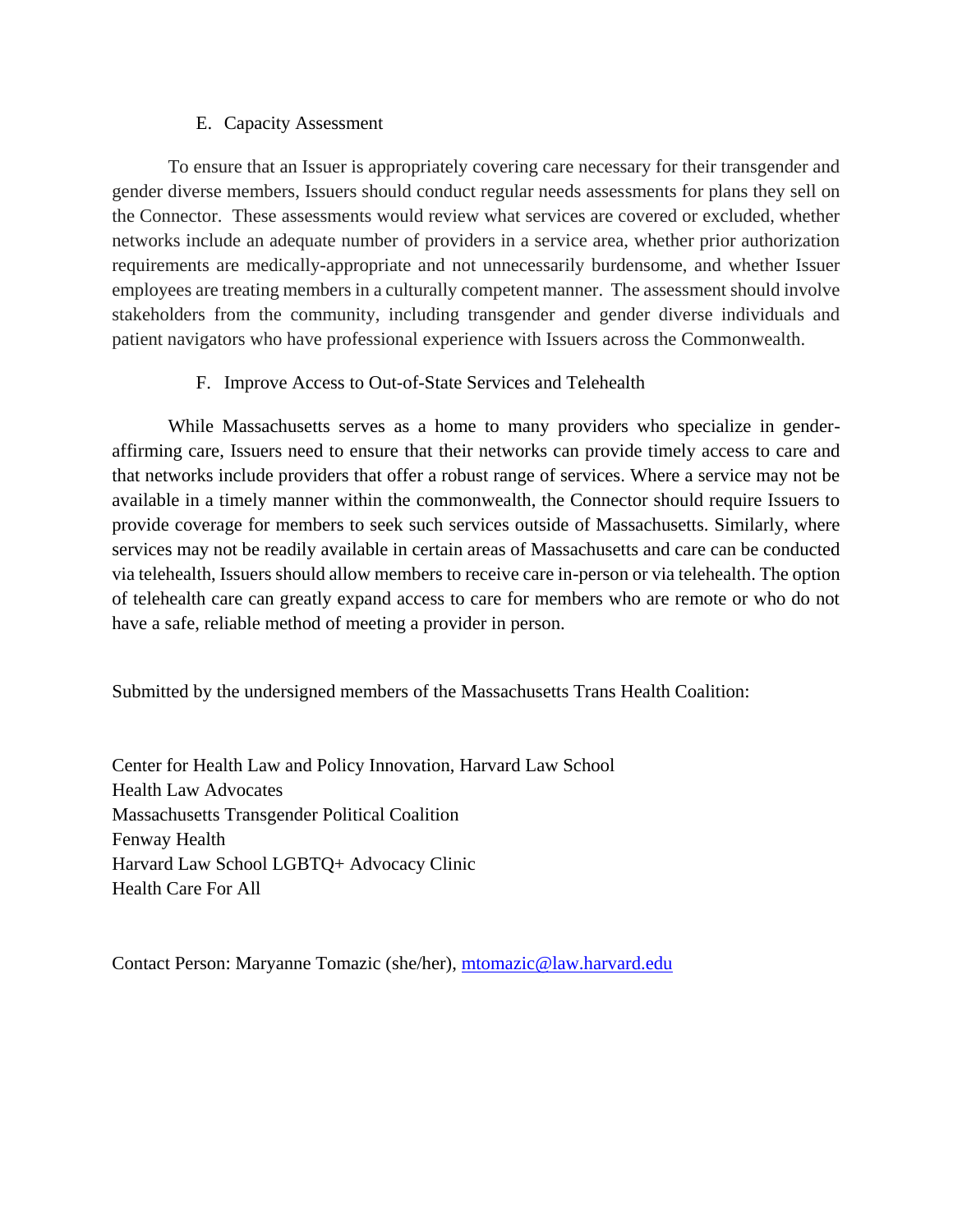### E. Capacity Assessment

To ensure that an Issuer is appropriately covering care necessary for their transgender and gender diverse members, Issuers should conduct regular needs assessments for plans they sell on the Connector. These assessments would review what services are covered or excluded, whether networks include an adequate number of providers in a service area, whether prior authorization requirements are medically-appropriate and not unnecessarily burdensome, and whether Issuer employees are treating members in a culturally competent manner. The assessment should involve stakeholders from the community, including transgender and gender diverse individuals and patient navigators who have professional experience with Issuers across the Commonwealth.

### F. Improve Access to Out-of-State Services and Telehealth

While Massachusetts serves as a home to many providers who specialize in gender-affirming care, Issuers need to ensure that their networks can provide timely access to care and that networks include providers that offer a robust range of services. Where a service may not be available in a timely manner within the commonwealth, the Connector should require Issuers to provide coverage for members to seek such services outside of Massachusetts. Similarly, where services may not be readily available in certain areas of Massachusetts and care can be conducted via telehealth, Issuers should allow members to receive care in-person or via telehealth. The option of telehealth care can greatly expand access to care for members who are remote or who do not have a safe, reliable method of meeting a provider in person.

Submitted by the undersigned members of the Massachusetts Trans Health Coalition:

Center for Health Law and Policy Innovation, Harvard Law School
Health Law Advocates
Massachusetts Transgender Political Coalition
Fenway Health
Harvard Law School LGBTQ+ Advocacy Clinic
Health Care For All

Contact Person: Maryanne Tomazic (she/her), mtomazic@law.harvard.edu